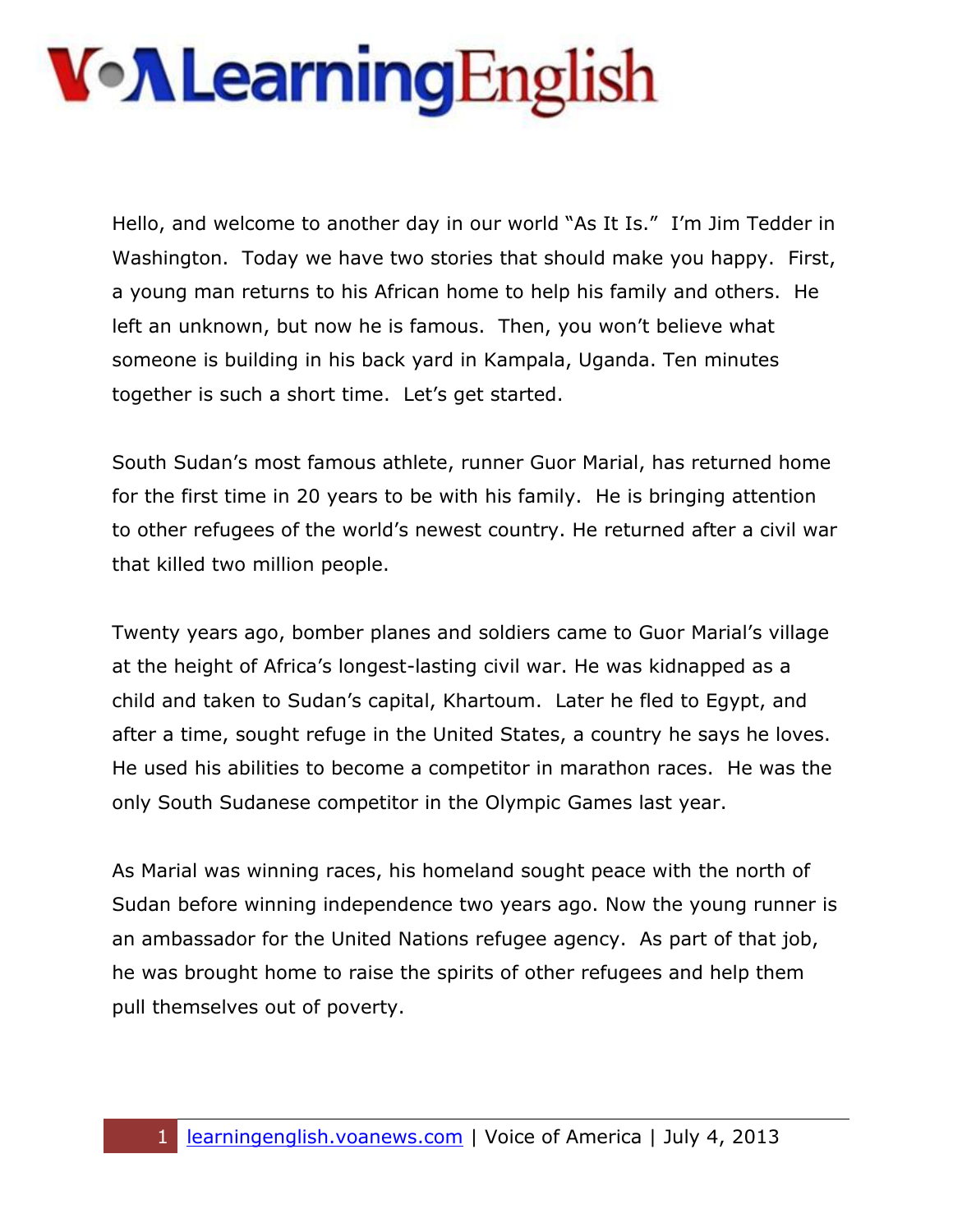Hello, and welcome to another day in our world "As It Is." I'm Jim Tedder in Washington. Today we have two stories that should make you happy. First, a young man returns to his African home to help his family and others. He left an unknown, but now he is famous. Then, you won't believe what someone is building in his back yard in Kampala, Uganda. Ten minutes together is such a short time. Let's get started.

South Sudan's most famous athlete, runner Guor Marial, has returned home for the first time in 20 years to be with his family. He is bringing attention to other refugees of the world's newest country. He returned after a civil war that killed two million people.

Twenty years ago, bomber planes and soldiers came to Guor Marial's village at the height of Africa's longest-lasting civil war. He was kidnapped as a child and taken to Sudan's capital, Khartoum. Later he fled to Egypt, and after a time, sought refuge in the United States, a country he says he loves. He used his abilities to become a competitor in marathon races. He was the only South Sudanese competitor in the Olympic Games last year.

As Marial was winning races, his homeland sought peace with the north of Sudan before winning independence two years ago. Now the young runner is an ambassador for the United Nations refugee agency. As part of that job, he was brought home to raise the spirits of other refugees and help them pull themselves out of poverty.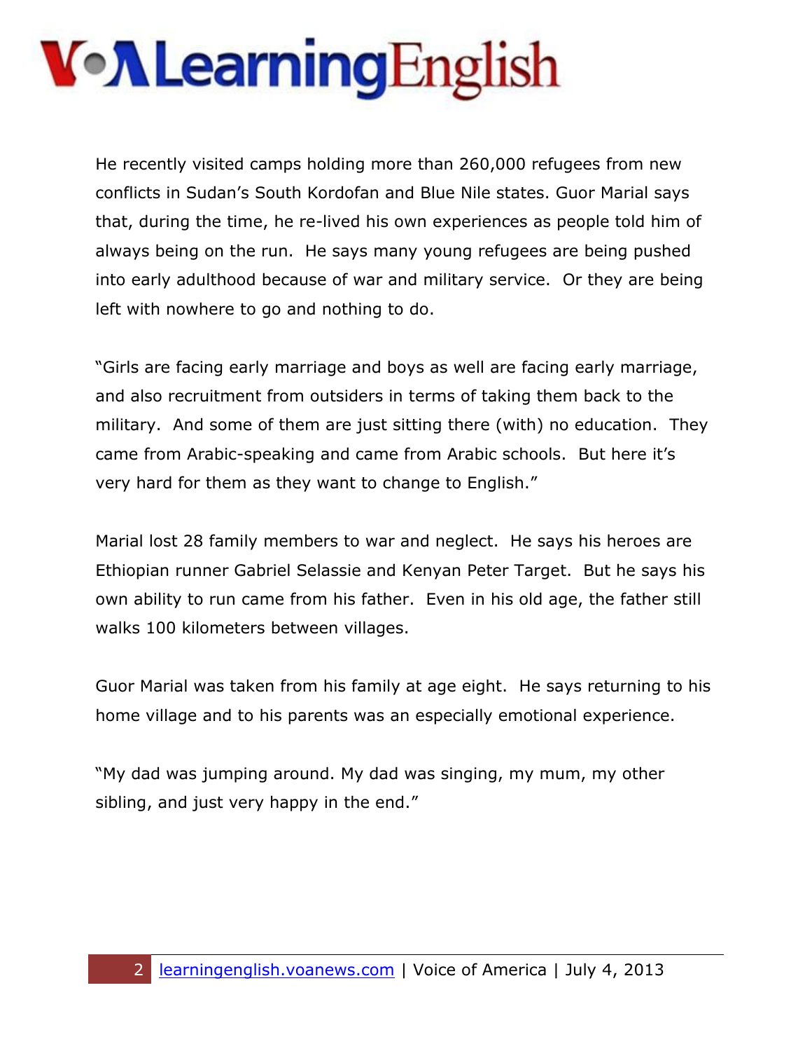He recently visited camps holding more than 260,000 refugees from new conflicts in Sudan's South Kordofan and Blue Nile states. Guor Marial says that, during the time, he re-lived his own experiences as people told him of always being on the run. He says many young refugees are being pushed into early adulthood because of war and military service. Or they are being left with nowhere to go and nothing to do.

"Girls are facing early marriage and boys as well are facing early marriage, and also recruitment from outsiders in terms of taking them back to the military. And some of them are just sitting there (with) no education. They came from Arabic-speaking and came from Arabic schools. But here it's very hard for them as they want to change to English."

Marial lost 28 family members to war and neglect. He says his heroes are Ethiopian runner Gabriel Selassie and Kenyan Peter Target. But he says his own ability to run came from his father. Even in his old age, the father still walks 100 kilometers between villages.

Guor Marial was taken from his family at age eight. He says returning to his home village and to his parents was an especially emotional experience.

"My dad was jumping around. My dad was singing, my mum, my other sibling, and just very happy in the end."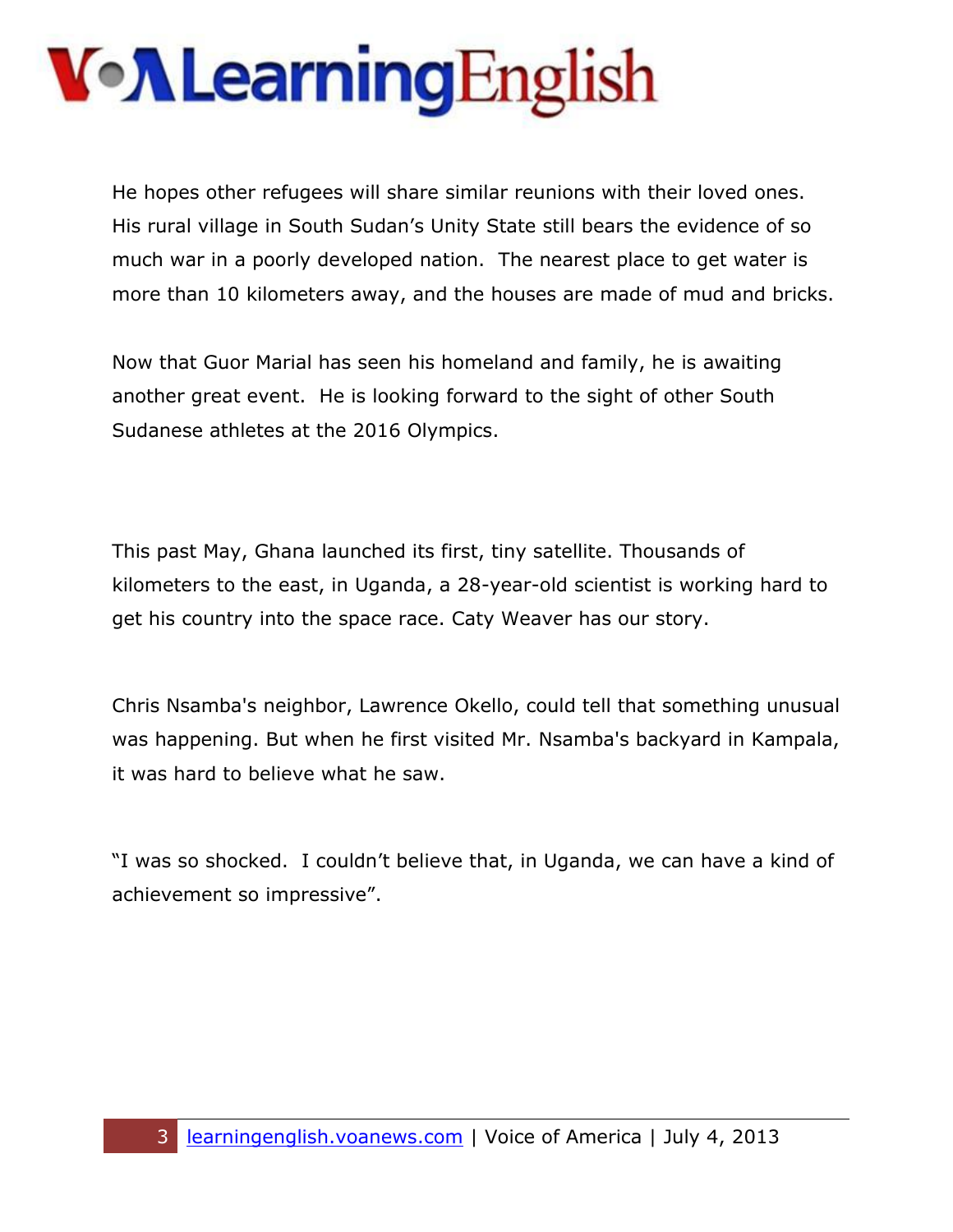He hopes other refugees will share similar reunions with their loved ones. His rural village in South Sudan's Unity State still bears the evidence of so much war in a poorly developed nation. The nearest place to get water is more than 10 kilometers away, and the houses are made of mud and bricks.

Now that Guor Marial has seen his homeland and family, he is awaiting another great event. He is looking forward to the sight of other South Sudanese athletes at the 2016 Olympics.

This past May, Ghana launched its first, tiny satellite. Thousands of kilometers to the east, in Uganda, a 28-year-old scientist is working hard to get his country into the space race. Caty Weaver has our story.

Chris Nsamba's neighbor, Lawrence Okello, could tell that something unusual was happening. But when he first visited Mr. Nsamba's backyard in Kampala, it was hard to believe what he saw.

"I was so shocked. I couldn't believe that, in Uganda, we can have a kind of achievement so impressive".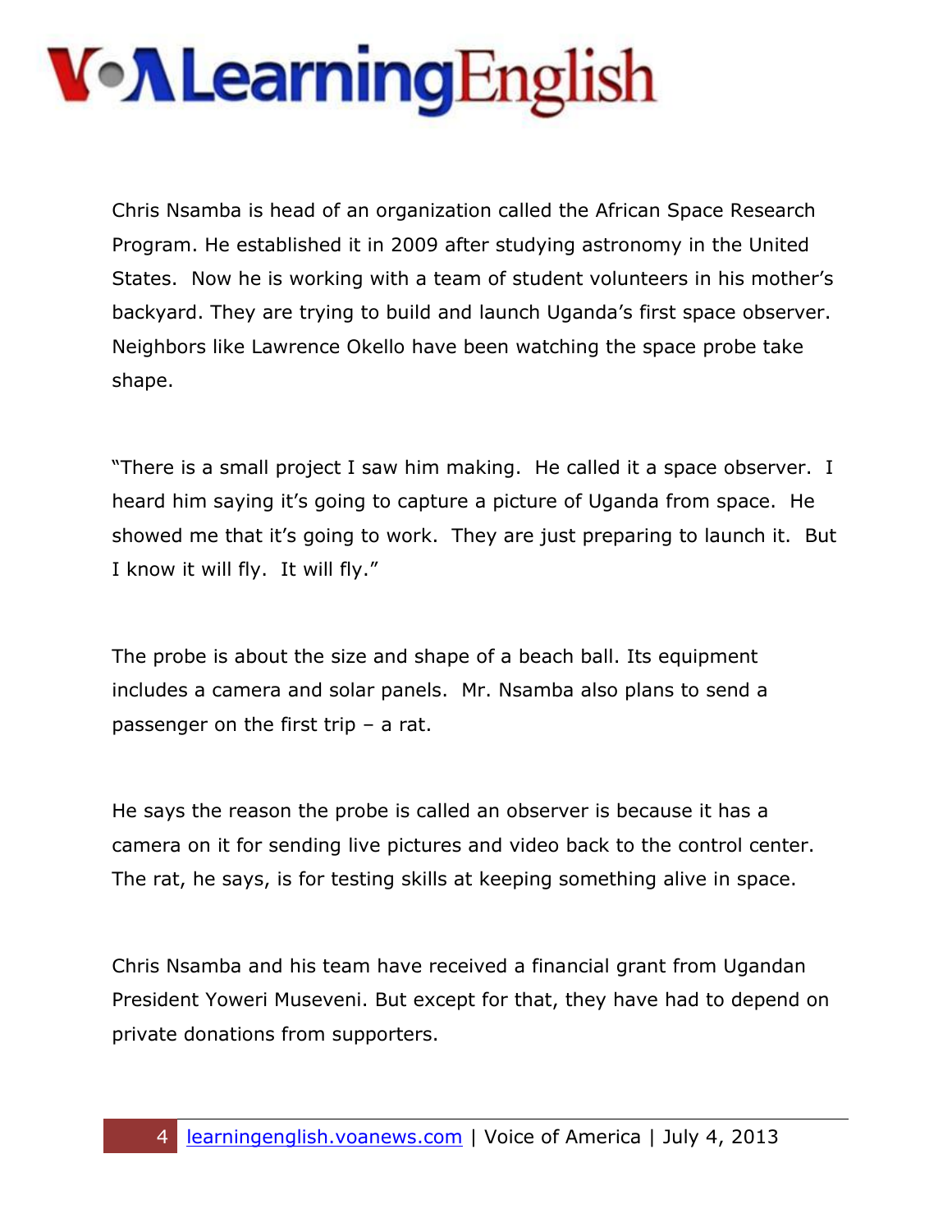Chris Nsamba is head of an organization called the African Space Research Program. He established it in 2009 after studying astronomy in the United States. Now he is working with a team of student volunteers in his mother's backyard. They are trying to build and launch Uganda's first space observer. Neighbors like Lawrence Okello have been watching the space probe take shape.

"There is a small project I saw him making. He called it a space observer. I heard him saying it's going to capture a picture of Uganda from space. He showed me that it's going to work. They are just preparing to launch it. But I know it will fly. It will fly."

The probe is about the size and shape of a beach ball. Its equipment includes a camera and solar panels. Mr. Nsamba also plans to send a passenger on the first trip – a rat.

He says the reason the probe is called an observer is because it has a camera on it for sending live pictures and video back to the control center. The rat, he says, is for testing skills at keeping something alive in space.

Chris Nsamba and his team have received a financial grant from Ugandan President Yoweri Museveni. But except for that, they have had to depend on private donations from supporters.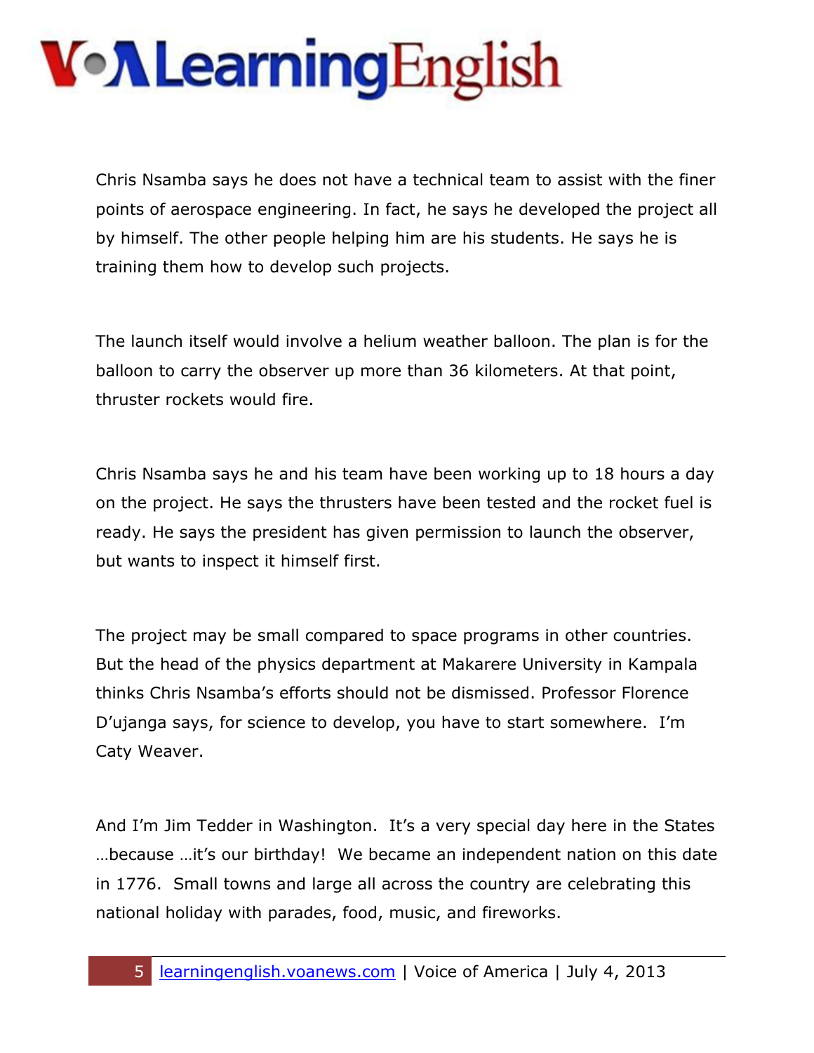Chris Nsamba says he does not have a technical team to assist with the finer points of aerospace engineering. In fact, he says he developed the project all by himself. The other people helping him are his students. He says he is training them how to develop such projects.

The launch itself would involve a helium weather balloon. The plan is for the balloon to carry the observer up more than 36 kilometers. At that point, thruster rockets would fire.

Chris Nsamba says he and his team have been working up to 18 hours a day on the project. He says the thrusters have been tested and the rocket fuel is ready. He says the president has given permission to launch the observer, but wants to inspect it himself first.

The project may be small compared to space programs in other countries. But the head of the physics department at Makarere University in Kampala thinks Chris Nsamba's efforts should not be dismissed. Professor Florence D'ujanga says, for science to develop, you have to start somewhere. I'm Caty Weaver.

And I'm Jim Tedder in Washington. It's a very special day here in the States …because …it's our birthday! We became an independent nation on this date in 1776. Small towns and large all across the country are celebrating this national holiday with parades, food, music, and fireworks.